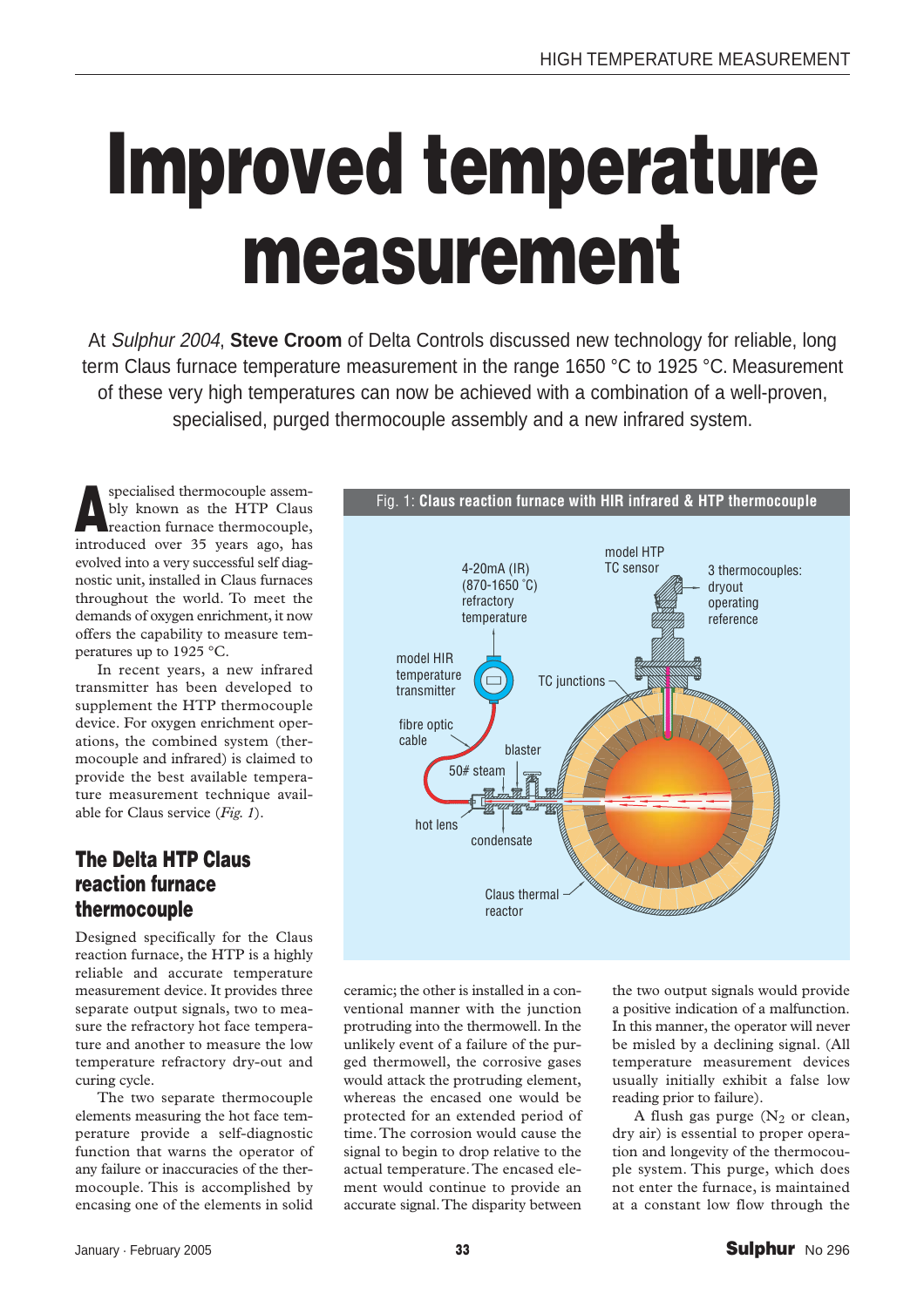# Improved temperature measurement

At *Sulphur 2004*, **Steve Croom** of Delta Controls discussed new technology for reliable, long term Claus furnace temperature measurement in the range 1650 °C to 1925 °C. Measurement of these very high temperatures can now be achieved with a combination of a well-proven, specialised, purged thermocouple assembly and a new infrared system.

A specialised thermocouple assembly known as the HTP Claus reaction furnace thermocouple, introduced over 35 years ago, has evolved into a very successful self diagnostic unit, installed in Claus furnaces throughout the world. To meet the demands of oxygen enrichment, it now offers the capability to measure temperatures up to 1925 °C.

In recent years, a new infrared transmitter has been developed to supplement the HTP thermocouple device. For oxygen enrichment operations, the combined system (thermocouple and infrared) is claimed to provide the best available temperature measurement technique available for Claus service (*Fig. 1*).

Fig. 1: **Claus reaction furnace with HIR infrared & HTP thermocouple**

## The Delta HTP Claus reaction furnace thermocouple

Designed specifically for the Claus reaction furnace, the HTP is a highly reliable and accurate temperature measurement device. It provides three separate output signals, two to measure the refractory hot face temperature and another to measure the low temperature refractory dry-out and curing cycle.

The two separate thermocouple elements measuring the hot face temperature provide a self-diagnostic function that warns the operator of any failure or inaccuracies of the thermocouple. This is accomplished by encasing one of the elements in solid ceramic; the other is installed in a conventional manner with the junction protruding into the thermowell. In the unlikely event of a failure of the purged thermowell, the corrosive gases would attack the protruding element, whereas the encased one would be protected for an extended period of time. The corrosion would cause the signal to drop relative to the actual temperature. The encased element would continue to provide an accurate signal. The disparity between the two output signals would provide a positive indication of a malfunction. In this manner, the operator will never be misled by a declining signal. (All temperature measurement devices usually initially exhibit a false low reading prior to failure).

A flush gas purge ($N_2$ or clean, dry air) is essential to proper operation and longevity of the thermocouple system. This purge, which does not enter the furnace, is maintained at a constant low flow through the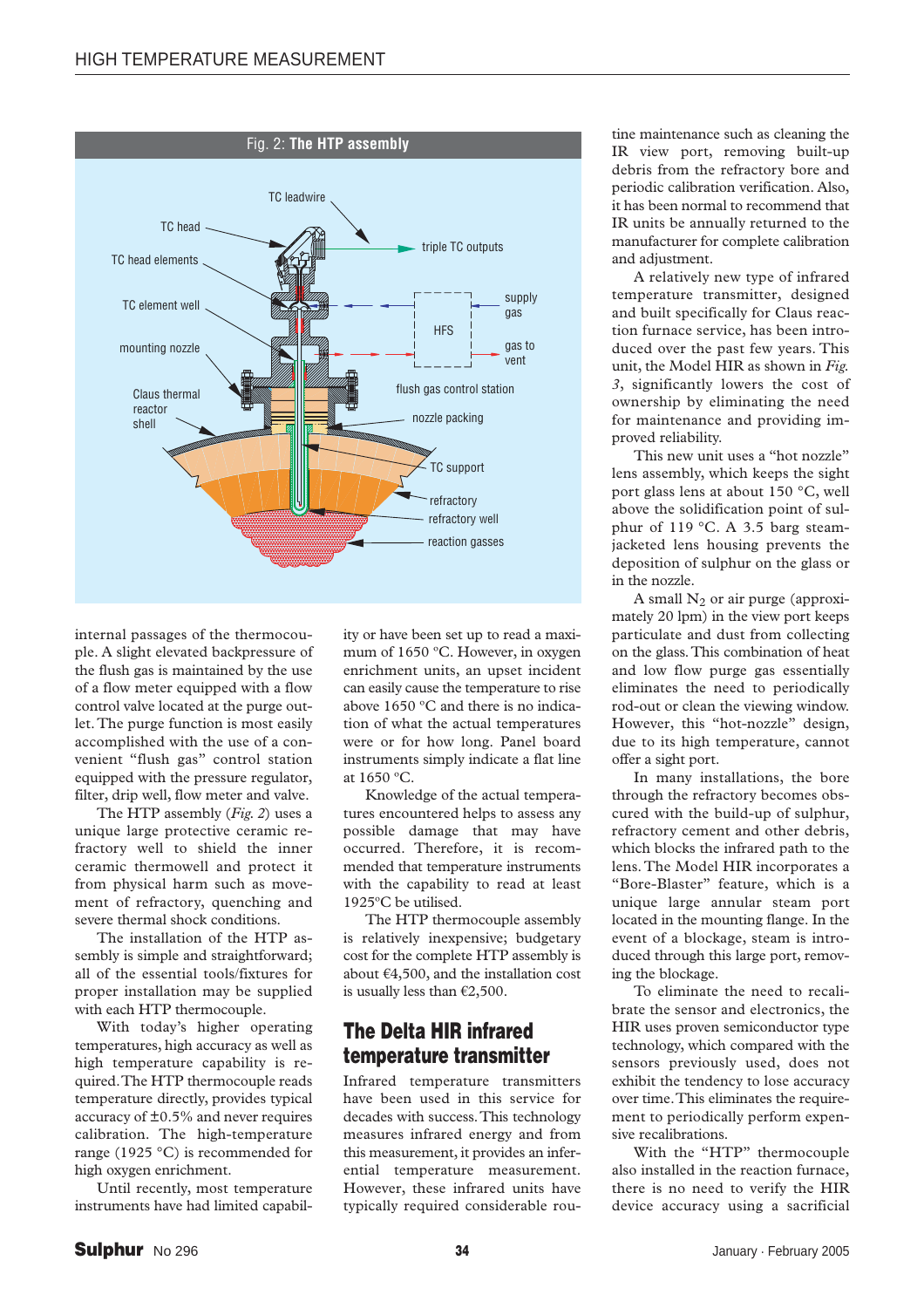Fig. 2: **The HTP assembly**

internal passages of the thermocouple. A slight elevated backpressure of the flush gas is maintained by the use of a flow meter equipped with a flow control valve located at the purge outlet. The purge function is most easily accomplished with the use of a convenient "flush gas" control station equipped with the pressure regulator, filter, drip well, flow meter and valve.

The HTP assembly (*Fig. 2*) uses a unique large protective ceramic refractory well to shield the inner ceramic thermowell and protect it from physical harm such as movement of refractory, quenching and severe thermal shock conditions.

The installation of the HTP assembly is simple and straightforward; all of the essential tools/fixtures for proper installation may be supplied with each HTP thermocouple.

With today's higher operating temperatures, high accuracy as well as high temperature capability is required. The HTP thermocouple reads temperature directly, provides typical accuracy of ±0.5% and never requires calibration. The high-temperature range (1925 °C) is recommended for high oxygen enrichment.

Until recently, most temperature instruments have had limited capability or have been set up to read a maximum of 1650 °C. However, in oxygen enrichment units, an upset incident can easily cause the temperature to rise above 1650 °C and there is no indication of what the actual temperatures were or for how long. Panel board instruments simply indicate a flat line at 1650 °C.

Knowledge of the actual temperatures encountered helps to assess any possible damage that may have occurred. Therefore, it is recommended that temperature instruments with the capability to read at least 1925°C be utilised.

The HTP thermocouple assembly is relatively inexpensive; budgetary cost for the complete HTP assembly is about €4,500, and the installation cost is usually less than €2,500.

## The Delta HIR infrared temperature transmitter

Infrared temperature transmitters have been used in this service for decades with success. This technology measures infrared energy and from this measurement, it provides an inferential temperature measurement. However, these infrared units have typically required considerable routine maintenance such as cleaning the IR view port, removing built-up debris from the refractory bore and periodic calibration verification. Also, it has been normal to recommend that IR units be annually returned to the manufacturer for complete calibration and adjustment.

A relatively new type of infrared temperature transmitter, designed and built specifically for Claus reaction furnace service, has been introduced over the past few years. This unit, the Model HIR as shown in *Fig. 3*, significantly lowers the cost of ownership by eliminating the need for maintenance and providing improved reliability.

This new unit uses a "hot nozzle" lens assembly, which keeps the sight port glass lens at about 150 °C, well above the solidification point of sulphur of 119 °C. A 3.5 barg steam-jacketed lens housing prevents the deposition of sulphur on the glass or in the nozzle.

A small $N_2$ or air purge (approximately 20 lpm) in the view port keeps particulate and dust from collecting on the glass. This combination of heat and low flow purge gas essentially eliminates the need to periodically rod-out or clean the viewing window. However, this "hot-nozzle" design, due to its high temperature, cannot offer a sight port.

In many installations, the bore through the refractory becomes obscured with the build-up of sulphur, refractory cement and other debris, which blocks the infrared path to the lens. The Model HIR incorporates a "Bore-Blaster" feature, which is a unique large annular steam port located in the mounting flange. In the event of a blockage, steam is introduced through this large port, removing the blockage.

To eliminate the need to recalibrate the sensor and electronics, the HIR uses proven semiconductor type technology, which compared with the sensors previously used, does not exhibit the tendency to lose accuracy over time. This eliminates the requirement to periodically perform expensive recalibrations.

With the "HTP" thermocouple also installed in the reaction furnace, there is no need to verify the HIR device accuracy using a sacrificial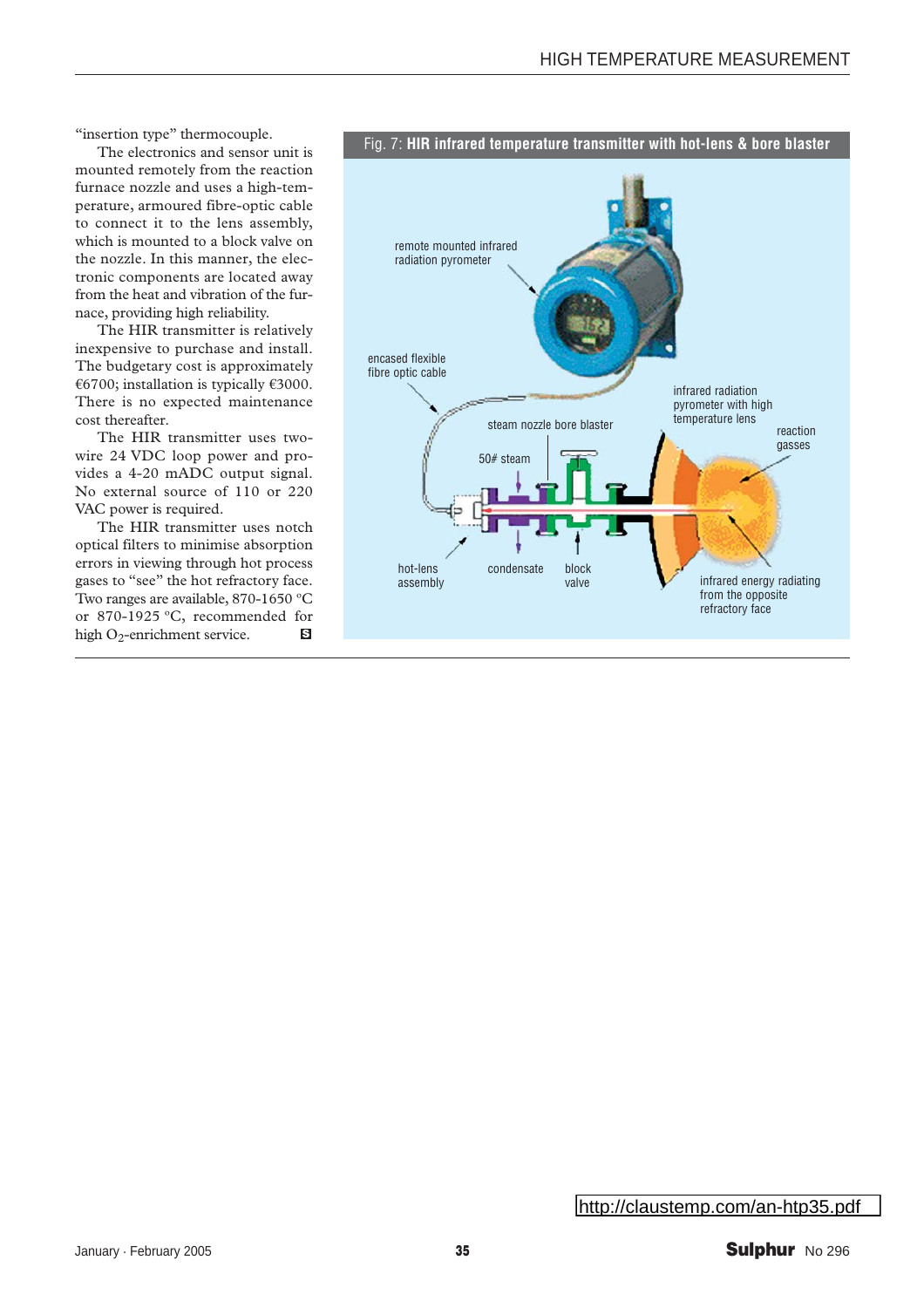"insertion type" thermocouple.

The electronics and sensor unit is mounted remotely from the reaction furnace nozzle and uses a high-temperature, armoured fibre-optic cable to connect it to the lens assembly, which is mounted to a block valve on the nozzle. In this manner, the electronic components are located away from the heat and vibration of the furnace, providing high reliability.

The HIR transmitter is relatively inexpensive to purchase and install. The budgetary cost is approximately €6700; installation is typically €3000. There is no expected maintenance cost thereafter.

The HIR transmitter uses two-wire 24 VDC loop power and provides a 4-20 mADC output signal. No external source of 110 or 220 VAC power is required.

The HIR transmitter uses notch optical filters to minimise absorption errors in viewing through hot process gases to "see" the hot refractory face. Two ranges are available, 870-1650 °C or 870-1925 °C, recommended for high $O_2$-enrichment service.

Fig. 7: **HIR infrared temperature transmitter with hot-lens & bore blaster**

remote mounted infrared radiation pyrometer

encased flexible fibre optic cable

infrared radiation pyrometer with high temperature lens

steam nozzle bore blaster

reaction gasses

50# steam

hot-lens assembly

condensate

block valve

infrared energy radiating from the opposite refractory face

http://claustemp.com/an-htp35.pdf